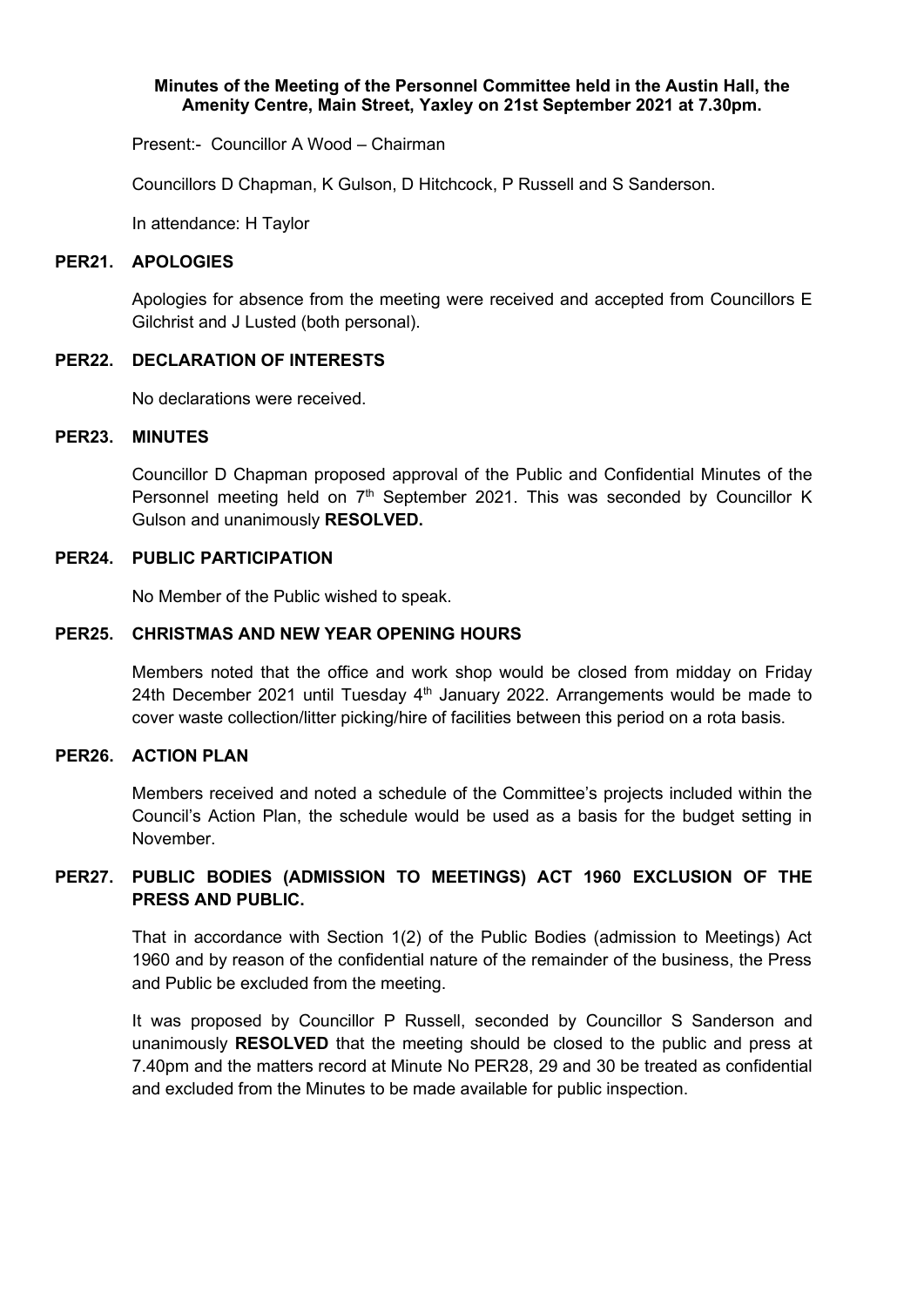**Minutes of the Meeting of the Personnel Committee held in the Austin Hall, the Amenity Centre, Main Street, Yaxley on 21st September 2021 at 7.30pm.**

Present:- Councillor A Wood – Chairman

Councillors D Chapman, K Gulson, D Hitchcock, P Russell and S Sanderson.

In attendance: H Taylor

**PER21. APOLOGIES**

Apologies for absence from the meeting were received and accepted from Councillors E Gilchrist and J Lusted (both personal).

**PER22. DECLARATION OF INTERESTS**

No declarations were received.

**PER23. MINUTES**

Councillor D Chapman proposed approval of the Public and Confidential Minutes of the Personnel meeting held on 7th September 2021. This was seconded by Councillor K Gulson and unanimously **RESOLVED.**

**PER24. PUBLIC PARTICIPATION**

No Member of the Public wished to speak.

**PER25. CHRISTMAS AND NEW YEAR OPENING HOURS**

Members noted that the office and work shop would be closed from midday on Friday 24th December 2021 until Tuesday 4th January 2022. Arrangements would be made to cover waste collection/litter picking/hire of facilities between this period on a rota basis.

**PER26. ACTION PLAN**

Members received and noted a schedule of the Committee's projects included within the Council's Action Plan, the schedule would be used as a basis for the budget setting in November.

**PER27. PUBLIC BODIES (ADMISSION TO MEETINGS) ACT 1960 EXCLUSION OF THE PRESS AND PUBLIC.**

That in accordance with Section 1(2) of the Public Bodies (admission to Meetings) Act 1960 and by reason of the confidential nature of the remainder of the business, the Press and Public be excluded from the meeting.

It was proposed by Councillor P Russell, seconded by Councillor S Sanderson and unanimously **RESOLVED** that the meeting should be closed to the public and press at 7.40pm and the matters record at Minute No PER28, 29 and 30 be treated as confidential and excluded from the Minutes to be made available for public inspection.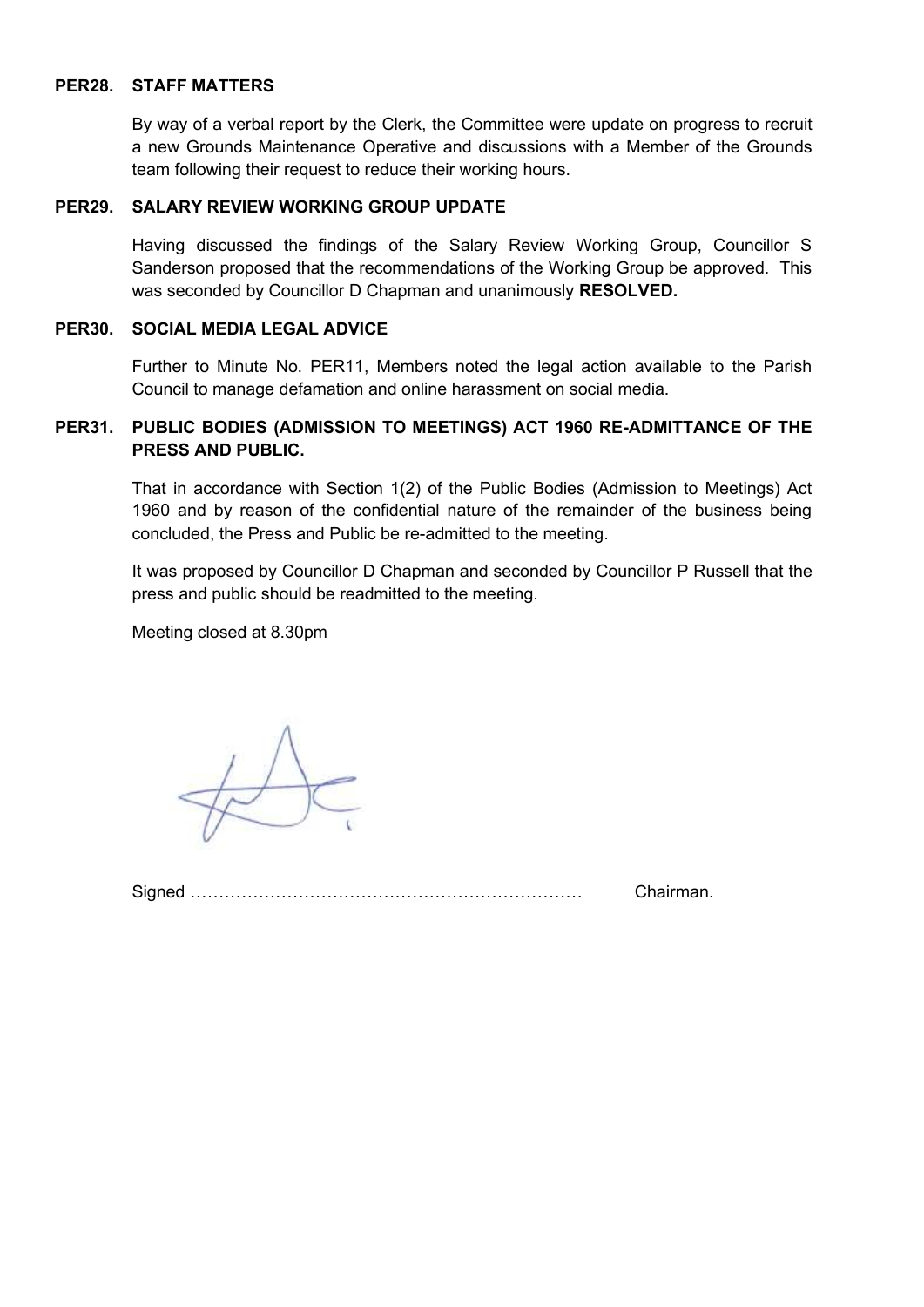**PER28. STAFF MATTERS**

By way of a verbal report by the Clerk, the Committee were update on progress to recruit a new Grounds Maintenance Operative and discussions with a Member of the Grounds team following their request to reduce their working hours.

**PER29. SALARY REVIEW WORKING GROUP UPDATE**

Having discussed the findings of the Salary Review Working Group, Councillor S Sanderson proposed that the recommendations of the Working Group be approved. This was seconded by Councillor D Chapman and unanimously **RESOLVED.**

**PER30. SOCIAL MEDIA LEGAL ADVICE**

Further to Minute No. PER11, Members noted the legal action available to the Parish Council to manage defamation and online harassment on social media.

**PER31. PUBLIC BODIES (ADMISSION TO MEETINGS) ACT 1960 RE-ADMITTANCE OF THE PRESS AND PUBLIC.**

That in accordance with Section 1(2) of the Public Bodies (Admission to Meetings) Act 1960 and by reason of the confidential nature of the remainder of the business being concluded, the Press and Public be re-admitted to the meeting.

It was proposed by Councillor D Chapman and seconded by Councillor P Russell that the press and public should be readmitted to the meeting.

Meeting closed at 8.30pm

Signed ………………………………………………………… Chairman.